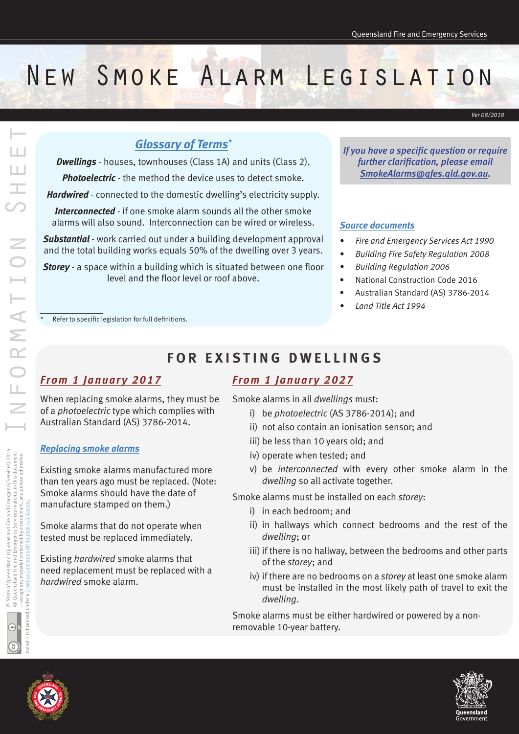# New Smoke Alarm Legislation

*Ver 08/2018*

## *Glossary of Terms**

***Dwellings*** - houses, townhouses (Class 1A) and units (Class 2).

***Photoelectric*** - the method the device uses to detect smoke.

***Hardwired*** - connected to the domestic dwelling's electricity supply.

***Interconnected*** - if one smoke alarm sounds all the other smoke alarms will also sound. Interconnection can be wired or wireless.

***Substantial*** - work carried out under a building development approval and the total building works equals 50% of the dwelling over 3 years.

***Storey*** - a space within a building which is situated between one floor level and the floor level or roof above.

\* Refer to specific legislation for full definitions.

***If you have a specific question or require further clarification, please email SmokeAlarms@qfes.qld.gov.au.***

### *Source documents*

- *Fire and Emergency Services Act 1990*
- *Building Fire Safety Regulation 2008*
- *Building Regulation 2006*
- National Construction Code 2016
- Australian Standard (AS) 3786-2014
- *Land Title Act 1994*

## FOR EXISTING DWELLINGS

### *From 1 January 2017*

When replacing smoke alarms, they must be of a *photoelectric* type which complies with Australian Standard (AS) 3786-2014.

#### *Replacing smoke alarms*

Existing smoke alarms manufactured more than ten years ago must be replaced. (Note: Smoke alarms should have the date of manufacture stamped on them.)

Smoke alarms that do not operate when tested must be replaced immediately.

Existing *hardwired* smoke alarms that need replacement must be replaced with a *hardwired* smoke alarm.

### *From 1 January 2027*

Smoke alarms in all *dwellings* must:

i) be *photoelectric* (AS 3786-2014); and
ii) not also contain an ionisation sensor; and
iii) be less than 10 years old; and
iv) operate when tested; and
v) be *interconnected* with every other smoke alarm in the *dwelling* so all activate together.

Smoke alarms must be installed on each *storey*:

i) in each bedroom; and
ii) in hallways which connect bedrooms and the rest of the *dwelling*; or
iii) if there is no hallway, between the bedrooms and other parts of the *storey*; and
iv) if there are no bedrooms on a *storey* at least one smoke alarm must be installed in the most likely path of travel to exit the *dwelling*.

Smoke alarms must be either hardwired or powered by a non-removable 10-year battery.

© State of Queensland (Queensland Fire and Emergency Services) 2016
All Queensland Fire and Emergency Services material in this document – except any material protected by a trademark, and unless otherwise noted – is licensed under a Creative Commons Attribution 4.0 licence.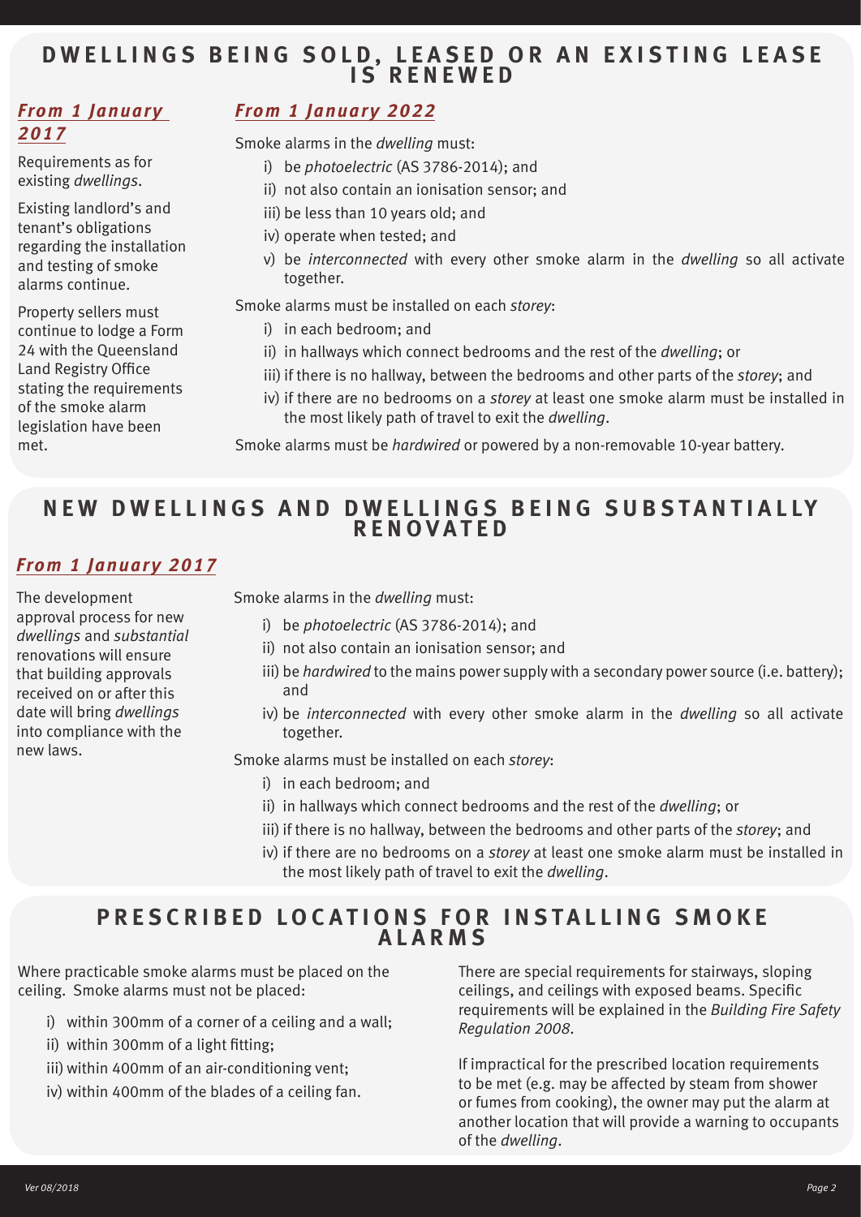## DWELLINGS BEING SOLD, LEASED OR AN EXISTING LEASE IS RENEWED

### *From 1 January 2017*

Requirements as for existing *dwellings*.

Existing landlord's and tenant's obligations regarding the installation and testing of smoke alarms continue.

Property sellers must continue to lodge a Form 24 with the Queensland Land Registry Office stating the requirements of the smoke alarm legislation have been met.

### *From 1 January 2022*

Smoke alarms in the *dwelling* must:

- i) be *photoelectric* (AS 3786-2014); and
- ii) not also contain an ionisation sensor; and
- iii) be less than 10 years old; and
- iv) operate when tested; and
- v) be *interconnected* with every other smoke alarm in the *dwelling* so all activate together.

Smoke alarms must be installed on each *storey*:

- i) in each bedroom; and
- ii) in hallways which connect bedrooms and the rest of the *dwelling*; or
- iii) if there is no hallway, between the bedrooms and other parts of the *storey*; and
- iv) if there are no bedrooms on a *storey* at least one smoke alarm must be installed in the most likely path of travel to exit the *dwelling*.

Smoke alarms must be *hardwired* or powered by a non-removable 10-year battery.

## NEW DWELLINGS AND DWELLINGS BEING SUBSTANTIALLY RENOVATED

### *From 1 January 2017*

The development approval process for new *dwellings* and *substantial* renovations will ensure that building approvals received on or after this date will bring *dwellings* into compliance with the new laws.

Smoke alarms in the *dwelling* must:

- i) be *photoelectric* (AS 3786-2014); and
- ii) not also contain an ionisation sensor; and
- iii) be *hardwired* to the mains power supply with a secondary power source (i.e. battery); and
- iv) be *interconnected* with every other smoke alarm in the *dwelling* so all activate together.

Smoke alarms must be installed on each *storey*:

- i) in each bedroom; and
- ii) in hallways which connect bedrooms and the rest of the *dwelling*; or
- iii) if there is no hallway, between the bedrooms and other parts of the *storey*; and
- iv) if there are no bedrooms on a *storey* at least one smoke alarm must be installed in the most likely path of travel to exit the *dwelling*.

## PRESCRIBED LOCATIONS FOR INSTALLING SMOKE ALARMS

Where practicable smoke alarms must be placed on the ceiling. Smoke alarms must not be placed:

- i) within 300mm of a corner of a ceiling and a wall;
- ii) within 300mm of a light fitting;
- iii) within 400mm of an air-conditioning vent;
- iv) within 400mm of the blades of a ceiling fan.

There are special requirements for stairways, sloping ceilings, and ceilings with exposed beams. Specific requirements will be explained in the *Building Fire Safety Regulation 2008*.

If impractical for the prescribed location requirements to be met (e.g. may be affected by steam from shower or fumes from cooking), the owner may put the alarm at another location that will provide a warning to occupants of the *dwelling*.

*Ver 08/2018*